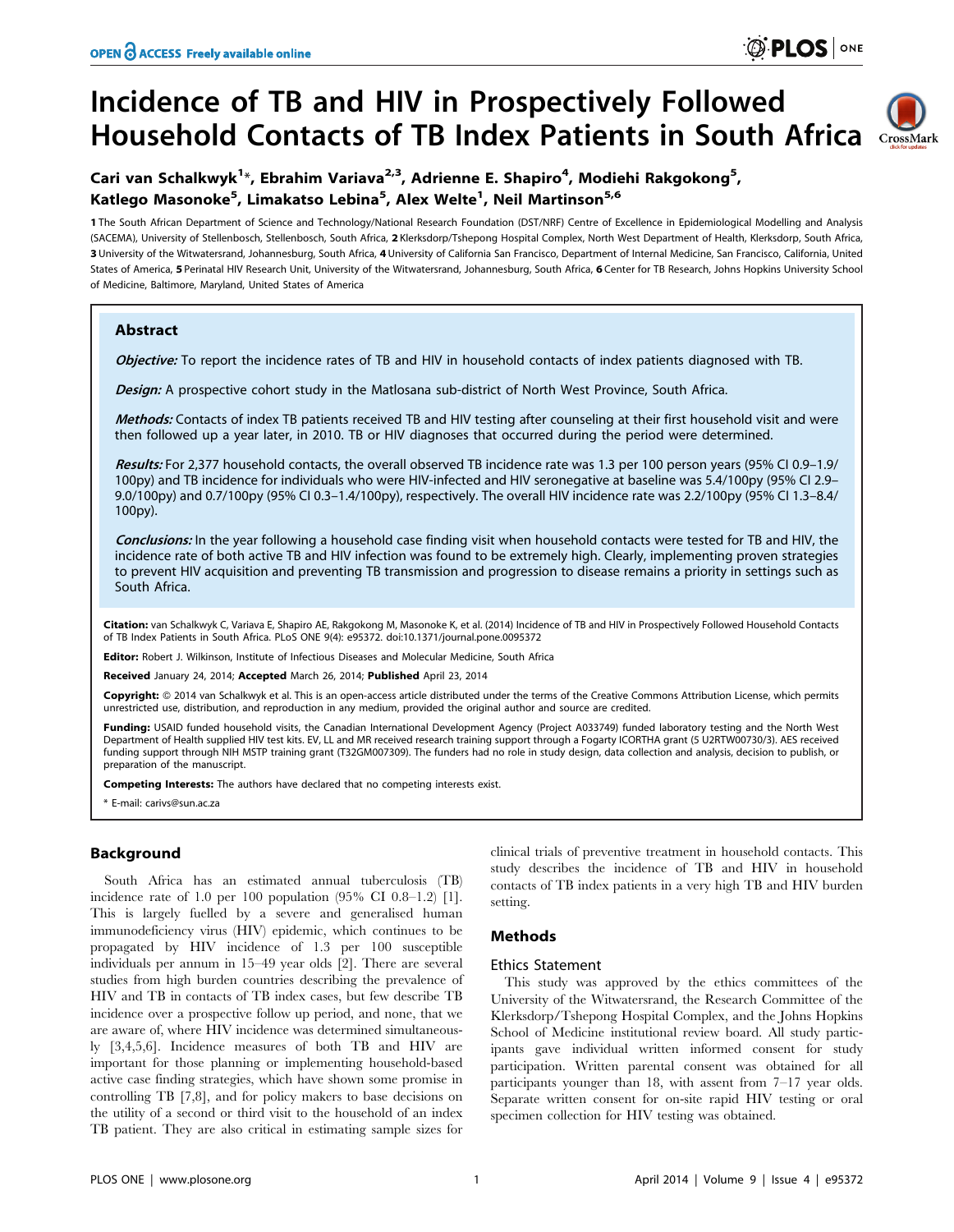# Incidence of TB and HIV in Prospectively Followed Household Contacts of TB Index Patients in South Africa

Cari van Schalkwyk[1]*, Ebrahim Variava[2,3], Adrienne E. Shapiro[4], Modiehi Rakgokong[5], Katlego Masonoke[5], Limakatso Lebina[5], Alex Welte[1], Neil Martinson[5,6]

1 The South African Department of Science and Technology/National Research Foundation (DST/NRF) Centre of Excellence in Epidemiological Modelling and Analysis (SACEMA), University of Stellenbosch, Stellenbosch, South Africa, 2 Klerksdorp/Tshepong Hospital Complex, North West Department of Health, Klerksdorp, South Africa, 3 University of the Witwatersrand, Johannesburg, South Africa, 4 University of California San Francisco, Department of Internal Medicine, San Francisco, California, United States of America, 5 Perinatal HIV Research Unit, University of the Witwatersrand, Johannesburg, South Africa, 6 Center for TB Research, Johns Hopkins University School of Medicine, Baltimore, Maryland, United States of America

## Abstract

*Objective:* To report the incidence rates of TB and HIV in household contacts of index patients diagnosed with TB.

*Design:* A prospective cohort study in the Matlosana sub-district of North West Province, South Africa.

*Methods:* Contacts of index TB patients received TB and HIV testing after counseling at their first household visit and were then followed up a year later, in 2010. TB or HIV diagnoses that occurred during the period were determined.

*Results:* For 2,377 household contacts, the overall observed TB incidence rate was 1.3 per 100 person years (95% CI 0.9–1.9/100py) and TB incidence for individuals who were HIV-infected and HIV seronegative at baseline was 5.4/100py (95% CI 2.9–9.0/100py) and 0.7/100py (95% CI 0.3–1.4/100py), respectively. The overall HIV incidence rate was 2.2/100py (95% CI 1.3–8.4/100py).

*Conclusions:* In the year following a household case finding visit when household contacts were tested for TB and HIV, the incidence rate of both active TB and HIV infection was found to be extremely high. Clearly, implementing proven strategies to prevent HIV acquisition and preventing TB transmission and progression to disease remains a priority in settings such as South Africa.

**Citation:** van Schalkwyk C, Variava E, Shapiro AE, Rakgokong M, Masonoke K, et al. (2014) Incidence of TB and HIV in Prospectively Followed Household Contacts of TB Index Patients in South Africa. PLoS ONE 9(4): e95372. doi:10.1371/journal.pone.0095372

**Editor:** Robert J. Wilkinson, Institute of Infectious Diseases and Molecular Medicine, South Africa

**Received** January 24, 2014; **Accepted** March 26, 2014; **Published** April 23, 2014

**Copyright:** © 2014 van Schalkwyk et al. This is an open-access article distributed under the terms of the Creative Commons Attribution License, which permits unrestricted use, distribution, and reproduction in any medium, provided the original author and source are credited.

**Funding:** USAID funded household visits, the Canadian International Development Agency (Project A033749) funded laboratory testing and the North West Department of Health supplied HIV test kits. EV, LL and MR received research training support through a Fogarty ICORTHA grant (5 U2RTW00730/3). AES received funding support through NIH MSTP training grant (T32GM007309). The funders had no role in study design, data collection and analysis, decision to publish, or preparation of the manuscript.

**Competing Interests:** The authors have declared that no competing interests exist.

\* E-mail: carivs@sun.ac.za

## Background

South Africa has an estimated annual tuberculosis (TB) incidence rate of 1.0 per 100 population (95% CI 0.8–1.2) [1]. This is largely fuelled by a severe and generalised human immunodeficiency virus (HIV) epidemic, which continues to be propagated by HIV incidence of 1.3 per 100 susceptible individuals per annum in 15–49 year olds [2]. There are several studies from high burden countries describing the prevalence of HIV and TB in contacts of TB index cases, but few describe TB incidence over a prospective follow up period, and none, that we are aware of, where HIV incidence was determined simultaneously [3,4,5,6]. Incidence measures of both TB and HIV are important for those planning or implementing household-based active case finding strategies, which have shown some promise in controlling TB [7,8], and for policy makers to base decisions on the utility of a second or third visit to the household of an index TB patient. They are also critical in estimating sample sizes for clinical trials of preventive treatment in household contacts. This study describes the incidence of TB and HIV in household contacts of TB index patients in a very high TB and HIV burden setting.

## Methods

### Ethics Statement

This study was approved by the ethics committees of the University of the Witwatersrand, the Research Committee of the Klerksdorp/Tshepong Hospital Complex, and the Johns Hopkins School of Medicine institutional review board. All study participants gave individual written informed consent for study participation. Written parental consent was obtained for all participants younger than 18, with assent from 7–17 year olds. Separate written consent for on-site rapid HIV testing or oral specimen collection for HIV testing was obtained.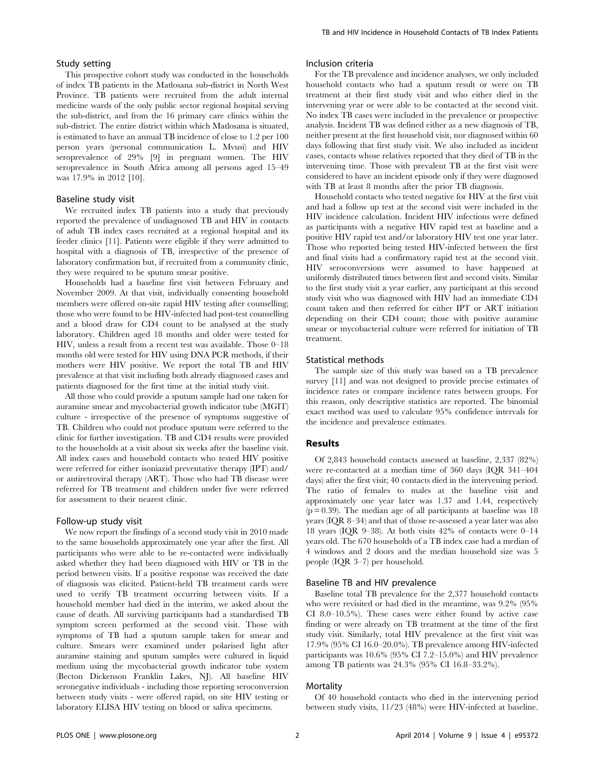### Study setting

This prospective cohort study was conducted in the households of index TB patients in the Matlosana sub-district in North West Province. TB patients were recruited from the adult internal medicine wards of the only public sector regional hospital serving the sub-district, and from the 16 primary care clinics within the sub-district. The entire district within which Matlosana is situated, is estimated to have an annual TB incidence of close to 1.2 per 100 person years (personal communication L. Mvusi) and HIV seroprevalence of 29% [9] in pregnant women. The HIV seroprevalence in South Africa among all persons aged 15–49 was 17.9% in 2012 [10].

### Baseline study visit

We recruited index TB patients into a study that previously reported the prevalence of undiagnosed TB and HIV in contacts of adult TB index cases recruited at a regional hospital and its feeder clinics [11]. Patients were eligible if they were admitted to hospital with a diagnosis of TB, irrespective of the presence of laboratory confirmation but, if recruited from a community clinic, they were required to be sputum smear positive.

Households had a baseline first visit between February and November 2009. At that visit, individually consenting household members were offered on-site rapid HIV testing after counselling; those who were found to be HIV-infected had post-test counselling and a blood draw for CD4 count to be analysed at the study laboratory. Children aged 18 months and older were tested for HIV, unless a result from a recent test was available. Those 0–18 months old were tested for HIV using DNA PCR methods, if their mothers were HIV positive. We report the total TB and HIV prevalence at that visit including both already diagnosed cases and patients diagnosed for the first time at the initial study visit.

All those who could provide a sputum sample had one taken for auramine smear and mycobacterial growth indicator tube (MGIT) culture - irrespective of the presence of symptoms suggestive of TB. Children who could not produce sputum were referred to the clinic for further investigation. TB and CD4 results were provided to the households at a visit about six weeks after the baseline visit. All index cases and household contacts who tested HIV positive were referred for either isoniazid preventative therapy (IPT) and/or antiretroviral therapy (ART). Those who had TB disease were referred for TB treatment and children under five were referred for assessment to their nearest clinic.

### Follow-up study visit

We now report the findings of a second study visit in 2010 made to the same households approximately one year after the first. All participants who were able to be re-contacted were individually asked whether they had been diagnosed with HIV or TB in the period between visits. If a positive response was received the date of diagnosis was elicited. Patient-held TB treatment cards were used to verify TB treatment occurring between visits. If a household member had died in the interim, we asked about the cause of death. All surviving participants had a standardised TB symptom screen performed at the second visit. Those with symptoms of TB had a sputum sample taken for smear and culture. Smears were examined under polarised light after auramine staining and sputum samples were cultured in liquid medium using the mycobacterial growth indicator tube system (Becton Dickenson Franklin Lakes, NJ). All baseline HIV seronegative individuals - including those reporting seroconversion between study visits - were offered rapid, on site HIV testing or laboratory ELISA HIV testing on blood or saliva specimens.

### Inclusion criteria

For the TB prevalence and incidence analyses, we only included household contacts who had a sputum result or were on TB treatment at their first study visit and who either died in the intervening year or were able to be contacted at the second visit. No index TB cases were included in the prevalence or prospective analysis. Incident TB was defined either as a new diagnosis of TB, neither present at the first household visit, nor diagnosed within 60 days following that first study visit. We also included as incident cases, contacts whose relatives reported that they died of TB in the intervening time. Those with prevalent TB at the first visit were considered to have an incident episode only if they were diagnosed with TB at least 8 months after the prior TB diagnosis.

Household contacts who tested negative for HIV at the first visit and had a follow up test at the second visit were included in the HIV incidence calculation. Incident HIV infections were defined as participants with a negative HIV rapid test at baseline and a positive HIV rapid test and/or laboratory HIV test one year later. Those who reported being tested HIV-infected between the first and final visits had a confirmatory rapid test at the second visit. HIV seroconversions were assumed to have happened at uniformly distributed times between first and second visits. Similar to the first study visit a year earlier, any participant at this second study visit who was diagnosed with HIV had an immediate CD4 count taken and then referred for either IPT or ART initiation depending on their CD4 count; those with positive auramine smear or mycobacterial culture were referred for initiation of TB treatment.

### Statistical methods

The sample size of this study was based on a TB prevalence survey [11] and was not designed to provide precise estimates of incidence rates or compare incidence rates between groups. For this reason, only descriptive statistics are reported. The binomial exact method was used to calculate 95% confidence intervals for the incidence and prevalence estimates.

## Results

Of 2,843 household contacts assessed at baseline, 2,337 (82%) were re-contacted at a median time of 360 days (IQR 341–404 days) after the first visit; 40 contacts died in the intervening period. The ratio of females to males at the baseline visit and approximately one year later was 1.37 and 1.44, respectively ($p = 0.39$). The median age of all participants at baseline was 18 years (IQR 8–34) and that of those re-assessed a year later was also 18 years (IQR 9–38). At both visits 42% of contacts were 0–14 years old. The 670 households of a TB index case had a median of 4 windows and 2 doors and the median household size was 5 people (IQR 3–7) per household.

### Baseline TB and HIV prevalence

Baseline total TB prevalence for the 2,377 household contacts who were revisited or had died in the meantime, was 9.2% (95% CI 8.0–10.5%). These cases were either found by active case finding or were already on TB treatment at the time of the first study visit. Similarly, total HIV prevalence at the first visit was 17.9% (95% CI 16.0–20.0%). TB prevalence among HIV-infected participants was 10.6% (95% CI 7.2–15.0%) and HIV prevalence among TB patients was 24.3% (95% CI 16.8–33.2%).

### Mortality

Of 40 household contacts who died in the intervening period between study visits, 11/23 (48%) were HIV-infected at baseline.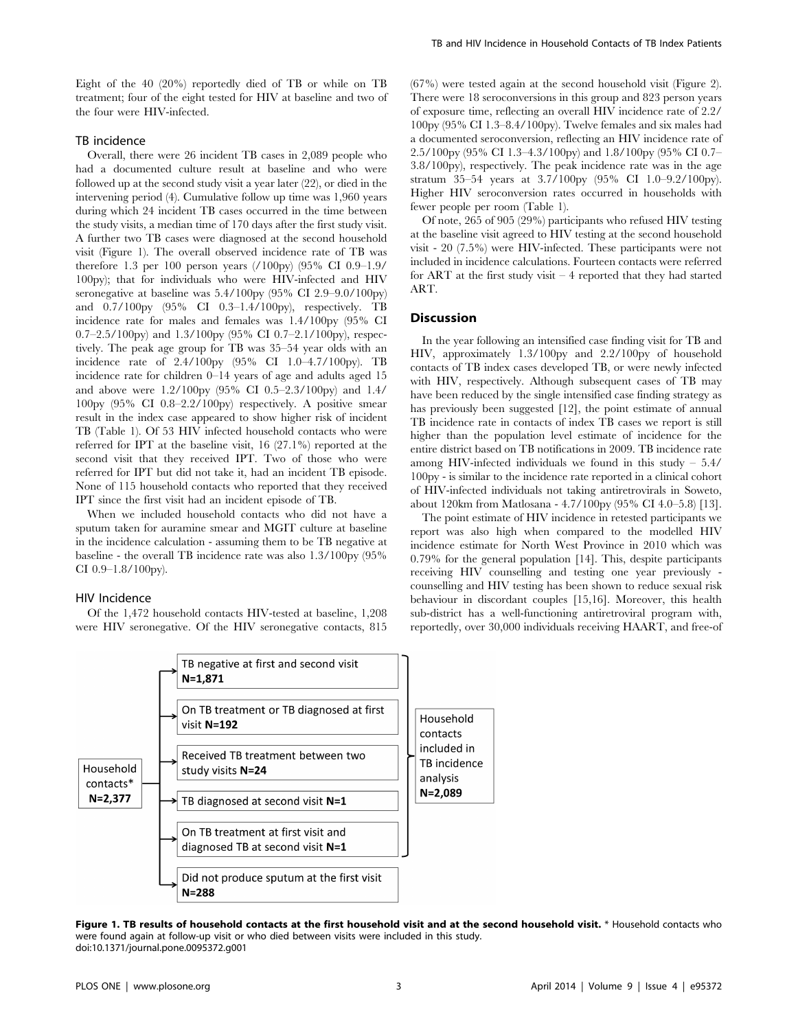Eight of the 40 (20%) reportedly died of TB or while on TB treatment; four of the eight tested for HIV at baseline and two of the four were HIV-infected.

### TB incidence

Overall, there were 26 incident TB cases in 2,089 people who had a documented culture result at baseline and who were followed up at the second study visit a year later (22), or died in the intervening period (4). Cumulative follow up time was 1,960 years during which 24 incident TB cases occurred in the time between the study visits, a median time of 170 days after the first study visit. A further two TB cases were diagnosed at the second household visit (Figure 1). The overall observed incidence rate of TB was therefore 1.3 per 100 person years (/100py) (95% CI 0.9–1.9/100py); that for individuals who were HIV-infected and HIV seronegative at baseline was 5.4/100py (95% CI 2.9–9.0/100py) and 0.7/100py (95% CI 0.3–1.4/100py), respectively. TB incidence rate for males and females was 1.4/100py (95% CI 0.7–2.5/100py) and 1.3/100py (95% CI 0.7–2.1/100py), respectively. The peak age group for TB was 35–54 year olds with an incidence rate of 2.4/100py (95% CI 1.0–4.7/100py). TB incidence rate for children 0–14 years of age and adults aged 15 and above were 1.2/100py (95% CI 0.5–2.3/100py) and 1.4/100py (95% CI 0.8–2.2/100py) respectively. A positive smear result in the index case appeared to show higher risk of incident TB (Table 1). Of 53 HIV infected household contacts who were referred for IPT at the baseline visit, 16 (27.1%) reported at the second visit that they received IPT. Two of those who were referred for IPT but did not take it, had an incident TB episode. None of 115 household contacts who reported that they received IPT since the first visit had an incident episode of TB.

When we included household contacts who did not have a sputum taken for auramine smear and MGIT culture at baseline in the incidence calculation - assuming them to be TB negative at baseline - the overall TB incidence rate was also 1.3/100py (95% CI 0.9–1.8/100py).

### HIV Incidence

Of the 1,472 household contacts HIV-tested at baseline, 1,208 were HIV seronegative. Of the HIV seronegative contacts, 815 (67%) were tested again at the second household visit (Figure 2). There were 18 seroconversions in this group and 823 person years of exposure time, reflecting an overall HIV incidence rate of 2.2/100py (95% CI 1.3–8.4/100py). Twelve females and six males had a documented seroconversion, reflecting an HIV incidence rate of 2.5/100py (95% CI 1.3–4.3/100py) and 1.8/100py (95% CI 0.7–3.8/100py), respectively. The peak incidence rate was in the age stratum 35–54 years at 3.7/100py (95% CI 1.0–9.2/100py). Higher HIV seroconversion rates occurred in households with fewer people per room (Table 1).

Of note, 265 of 905 (29%) participants who refused HIV testing at the baseline visit agreed to HIV testing at the second household visit - 20 (7.5%) were HIV-infected. These participants were not included in incidence calculations. Fourteen contacts were referred for ART at the first study visit – 4 reported that they had started ART.

## Discussion

In the year following an intensified case finding visit for TB and HIV, approximately 1.3/100py and 2.2/100py of household contacts of TB index cases developed TB, or were newly infected with HIV, respectively. Although subsequent cases of TB may have been reduced by the single intensified case finding strategy as has previously been suggested [12], the point estimate of annual TB incidence rate in contacts of index TB cases we report is still higher than the population level estimate of incidence for the entire district based on TB notifications in 2009. TB incidence rate among HIV-infected individuals we found in this study – 5.4/100py - is similar to the incidence rate reported in a clinical cohort of HIV-infected individuals not taking antiretrovirals in Soweto, about 120km from Matlosana - 4.7/100py (95% CI 4.0–5.8) [13].

The point estimate of HIV incidence in retested participants we report was also high when compared to the modelled HIV incidence estimate for North West Province in 2010 which was 0.79% for the general population [14]. This, despite participants receiving HIV counselling and testing one year previously - counselling and HIV testing has been shown to reduce sexual risk behaviour in discordant couples [15,16]. Moreover, this health sub-district has a well-functioning antiretroviral program with, reportedly, over 30,000 individuals receiving HAART, and free-of

Household contacts* N=2,377

TB negative at first and second visit N=1,871

On TB treatment or TB diagnosed at first visit N=192

Received TB treatment between two study visits N=24

TB diagnosed at second visit N=1

On TB treatment at first visit and diagnosed TB at second visit N=1

Did not produce sputum at the first visit N=288

Household contacts included in TB incidence analysis N=2,089

**Figure 1. TB results of household contacts at the first household visit and at the second household visit.** * Household contacts who were found again at follow-up visit or who died between visits were included in this study.
doi:10.1371/journal.pone.0095372.g001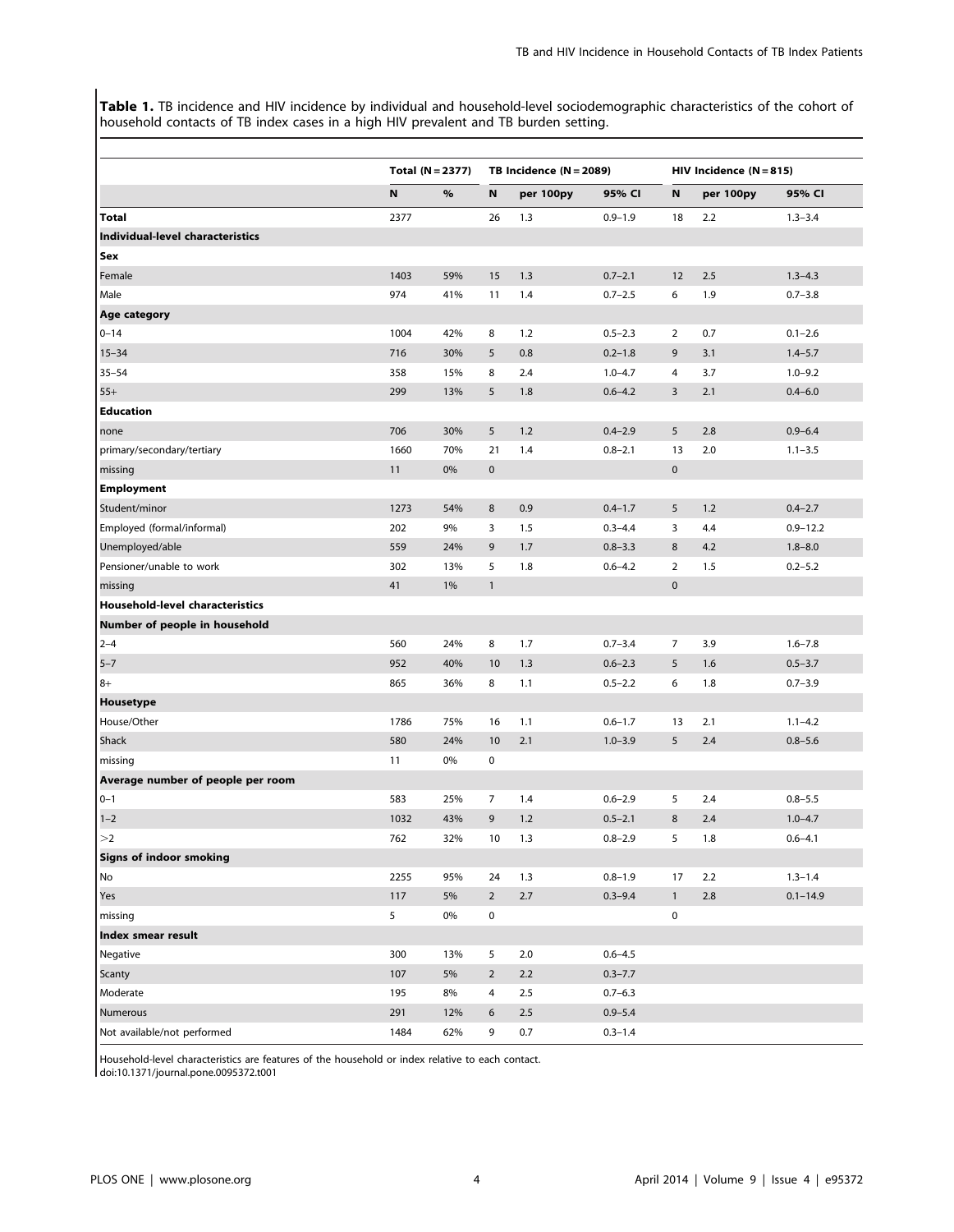**Table 1.** TB incidence and HIV incidence by individual and household-level sociodemographic characteristics of the cohort of household contacts of TB index cases in a high HIV prevalent and TB burden setting.

| | Total (N = 2377) | | TB Incidence (N = 2089) | | | HIV Incidence (N = 815) | | |
|---|---|---|---|---|---|---|---|---|
| | N | % | N | per 100py | 95% CI | N | per 100py | 95% CI |
| **Total** | 2377 | | 26 | 1.3 | 0.9–1.9 | 18 | 2.2 | 1.3–3.4 |
| **Individual-level characteristics** | | | | | | | | |
| **Sex** | | | | | | | | |
| Female | 1403 | 59% | 15 | 1.3 | 0.7–2.1 | 12 | 2.5 | 1.3–4.3 |
| Male | 974 | 41% | 11 | 1.4 | 0.7–2.5 | 6 | 1.9 | 0.7–3.8 |
| **Age category** | | | | | | | | |
| 0–14 | 1004 | 42% | 8 | 1.2 | 0.5–2.3 | 2 | 0.7 | 0.1–2.6 |
| 15–34 | 716 | 30% | 5 | 0.8 | 0.2–1.8 | 9 | 3.1 | 1.4–5.7 |
| 35–54 | 358 | 15% | 8 | 2.4 | 1.0–4.7 | 4 | 3.7 | 1.0–9.2 |
| 55+ | 299 | 13% | 5 | 1.8 | 0.6–4.2 | 3 | 2.1 | 0.4–6.0 |
| **Education** | | | | | | | | |
| none | 706 | 30% | 5 | 1.2 | 0.4–2.9 | 5 | 2.8 | 0.9–6.4 |
| primary/secondary/tertiary | 1660 | 70% | 21 | 1.4 | 0.8–2.1 | 13 | 2.0 | 1.1–3.5 |
| missing | 11 | 0% | 0 | | | 0 | | |
| **Employment** | | | | | | | | |
| Student/minor | 1273 | 54% | 8 | 0.9 | 0.4–1.7 | 5 | 1.2 | 0.4–2.7 |
| Employed (formal/informal) | 202 | 9% | 3 | 1.5 | 0.3–4.4 | 3 | 4.4 | 0.9–12.2 |
| Unemployed/able | 559 | 24% | 9 | 1.7 | 0.8–3.3 | 8 | 4.2 | 1.8–8.0 |
| Pensioner/unable to work | 302 | 13% | 5 | 1.8 | 0.6–4.2 | 2 | 1.5 | 0.2–5.2 |
| missing | 41 | 1% | 1 | | | 0 | | |
| **Household-level characteristics** | | | | | | | | |
| **Number of people in household** | | | | | | | | |
| 2–4 | 560 | 24% | 8 | 1.7 | 0.7–3.4 | 7 | 3.9 | 1.6–7.8 |
| 5–7 | 952 | 40% | 10 | 1.3 | 0.6–2.3 | 5 | 1.6 | 0.5–3.7 |
| 8+ | 865 | 36% | 8 | 1.1 | 0.5–2.2 | 6 | 1.8 | 0.7–3.9 |
| **Housetype** | | | | | | | | |
| House/Other | 1786 | 75% | 16 | 1.1 | 0.6–1.7 | 13 | 2.1 | 1.1–4.2 |
| Shack | 580 | 24% | 10 | 2.1 | 1.0–3.9 | 5 | 2.4 | 0.8–5.6 |
| missing | 11 | 0% | 0 | | | | | |
| **Average number of people per room** | | | | | | | | |
| 0–1 | 583 | 25% | 7 | 1.4 | 0.6–2.9 | 5 | 2.4 | 0.8–5.5 |
| 1–2 | 1032 | 43% | 9 | 1.2 | 0.5–2.1 | 8 | 2.4 | 1.0–4.7 |
| >2 | 762 | 32% | 10 | 1.3 | 0.8–2.9 | 5 | 1.8 | 0.6–4.1 |
| **Signs of indoor smoking** | | | | | | | | |
| No | 2255 | 95% | 24 | 1.3 | 0.8–1.9 | 17 | 2.2 | 1.3–1.4 |
| Yes | 117 | 5% | 2 | 2.7 | 0.3–9.4 | 1 | 2.8 | 0.1–14.9 |
| missing | 5 | 0% | 0 | | | 0 | | |
| **Index smear result** | | | | | | | | |
| Negative | 300 | 13% | 5 | 2.0 | 0.6–4.5 | | | |
| Scanty | 107 | 5% | 2 | 2.2 | 0.3–7.7 | | | |
| Moderate | 195 | 8% | 4 | 2.5 | 0.7–6.3 | | | |
| Numerous | 291 | 12% | 6 | 2.5 | 0.9–5.4 | | | |
| Not available/not performed | 1484 | 62% | 9 | 0.7 | 0.3–1.4 | | | |

Household-level characteristics are features of the household or index relative to each contact.
doi:10.1371/journal.pone.0095372.t001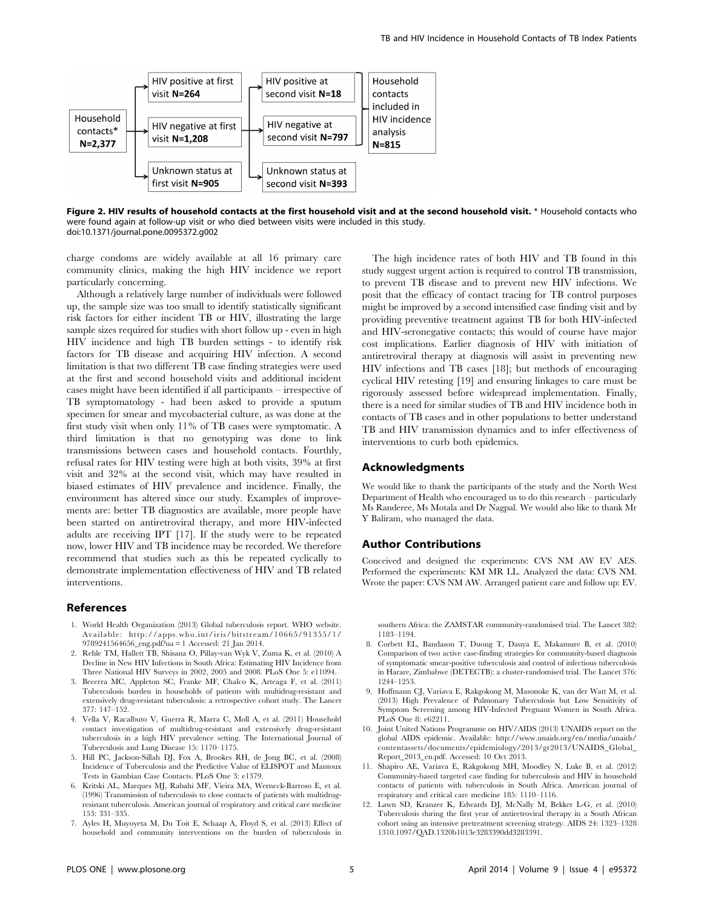Household contacts* N=2,377

HIV positive at first visit **N=264**

HIV negative at first visit **N=1,208**

Unknown status at first visit **N=905**

HIV positive at second visit **N=18**

HIV negative at second visit **N=797**

Unknown status at second visit **N=393**

Household contacts included in HIV incidence analysis **N=815**

**Figure 2. HIV results of household contacts at the first household visit and at the second household visit.** * Household contacts who were found again at follow-up visit or who died between visits were included in this study.
doi:10.1371/journal.pone.0095372.g002

charge condoms are widely available at all 16 primary care community clinics, making the high HIV incidence we report particularly concerning.

Although a relatively large number of individuals were followed up, the sample size was too small to identify statistically significant risk factors for either incident TB or HIV, illustrating the large sample sizes required for studies with short follow up - even in high HIV incidence and high TB burden settings - to identify risk factors for TB disease and acquiring HIV infection. A second limitation is that two different TB case finding strategies were used at the first and second household visits and additional incident cases might have been identified if all participants – irrespective of TB symptomatology - had been asked to provide a sputum specimen for smear and mycobacterial culture, as was done at the first study visit when only 11% of TB cases were symptomatic. A third limitation is that no genotyping was done to link transmissions between cases and household contacts. Fourthly, refusal rates for HIV testing were high at both visits, 39% at first visit and 32% at the second visit, which may have resulted in biased estimates of HIV prevalence and incidence. Finally, the environment has altered since our study. Examples of improvements are: better TB diagnostics are available, more people have been started on antiretroviral therapy, and more HIV-infected adults are receiving IPT [17]. If the study were to be repeated now, lower HIV and TB incidence may be recorded. We therefore recommend that studies such as this be repeated cyclically to demonstrate implementation effectiveness of HIV and TB related interventions.

The high incidence rates of both HIV and TB found in this study suggest urgent action is required to control TB transmission, to prevent TB disease and to prevent new HIV infections. We posit that the efficacy of contact tracing for TB control purposes might be improved by a second intensified case finding visit and by providing preventive treatment against TB for both HIV-infected and HIV-seronegative contacts; this would of course have major cost implications. Earlier diagnosis of HIV with initiation of antiretroviral therapy at diagnosis will assist in preventing new HIV infections and TB cases [18]; but methods of encouraging cyclical HIV retesting [19] and ensuring linkages to care must be rigorously assessed before widespread implementation. Finally, there is a need for similar studies of TB and HIV incidence both in contacts of TB cases and in other populations to better understand TB and HIV transmission dynamics and to infer effectiveness of interventions to curb both epidemics.

## Acknowledgments

We would like to thank the participants of the study and the North West Department of Health who encouraged us to do this research – particularly Ms Randeree, Ms Motala and Dr Nagpal. We would also like to thank Mr Y Baliram, who managed the data.

## Author Contributions

Conceived and designed the experiments: CVS NM AW EV AES. Performed the experiments: KM MR LL. Analyzed the data: CVS NM. Wrote the paper: CVS NM AW. Arranged patient care and follow up: EV.

## References

1. World Health Organization (2013) Global tuberculosis report. WHO website. Available: http://apps.who.int/iris/bitstream/10665/91355/1/9789241564656_eng.pdf?ua=1 Accessed: 21 Jan 2014.
2. Rehle TM, Hallett TB, Shisana O, Pillay-van Wyk V, Zuma K, et al. (2010) A Decline in New HIV Infections in South Africa: Estimating HIV Incidence from Three National HIV Surveys in 2002, 2005 and 2008. PLoS One 5: e11094.
3. Becerra MC, Appleton SC, Franke MF, Chalco K, Arteaga F, et al. (2011) Tuberculosis burden in households of patients with multidrug-resistant and extensively drug-resistant tuberculosis: a retrospective cohort study. The Lancet 377: 147–152.
4. Vella V, Racalbuto V, Guerra R, Marra C, Moll A, et al. (2011) Household contact investigation of multidrug-resistant and extensively drug-resistant tuberculosis in a high HIV prevalence setting. The International Journal of Tuberculosis and Lung Disease 15: 1170–1175.
5. Hill PC, Jackson-Sillah DJ, Fox A, Brookes RH, de Jong BC, et al. (2008) Incidence of Tuberculosis and the Predictive Value of ELISPOT and Mantoux Tests in Gambian Case Contacts. PLoS One 3: e1379.
6. Kritski AL, Marques MJ, Rabahi MF, Vieira MA, Werneck-Barroso E, et al. (1996) Transmission of tuberculosis to close contacts of patients with multidrug-resistant tuberculosis. American journal of respiratory and critical care medicine 153: 331–335.
7. Ayles H, Muyoyeta M, Du Toit E, Schaap A, Floyd S, et al. (2013) Effect of household and community interventions on the burden of tuberculosis in southern Africa: the ZAMSTAR community-randomised trial. The Lancet 382: 1183–1194.
8. Corbett EL, Bandason T, Duong T, Dauya E, Makamure B, et al. (2010) Comparison of two active case-finding strategies for community-based diagnosis of symptomatic smear-positive tuberculosis and control of infectious tuberculosis in Harare, Zimbabwe (DETECTB): a cluster-randomised trial. The Lancet 376: 1244–1253.
9. Hoffmann CJ, Variava E, Rakgokong M, Masonoke K, van der Watt M, et al. (2013) High Prevalence of Pulmonary Tuberculosis but Low Sensitivity of Symptom Screening among HIV-Infected Pregnant Women in South Africa. PLoS One 8: e62211.
10. Joint United Nations Programme on HIV/AIDS (2013) UNAIDS report on the global AIDS epidemic. Available: http://www.unaids.org/en/media/unaids/contentassets/documents/epidemiology/2013/gr2013/UNAIDS_Global_Report_2013_en.pdf. Accessed: 10 Oct 2013.
11. Shapiro AE, Variava E, Rakgokong MH, Moodley N, Luke B, et al. (2012) Community-based targeted case finding for tuberculosis and HIV in household contacts of patients with tuberculosis in South Africa. American journal of respiratory and critical care medicine 185: 1110–1116.
12. Lawn SD, Kranzer K, Edwards DJ, McNally M, Bekker L-G, et al. (2010) Tuberculosis during the first year of antiretroviral therapy in a South African cohort using an intensive pretreatment screening strategy. AIDS 24: 1323–1328 1310.1097/QAD.1320b1013e3283390dd3283391.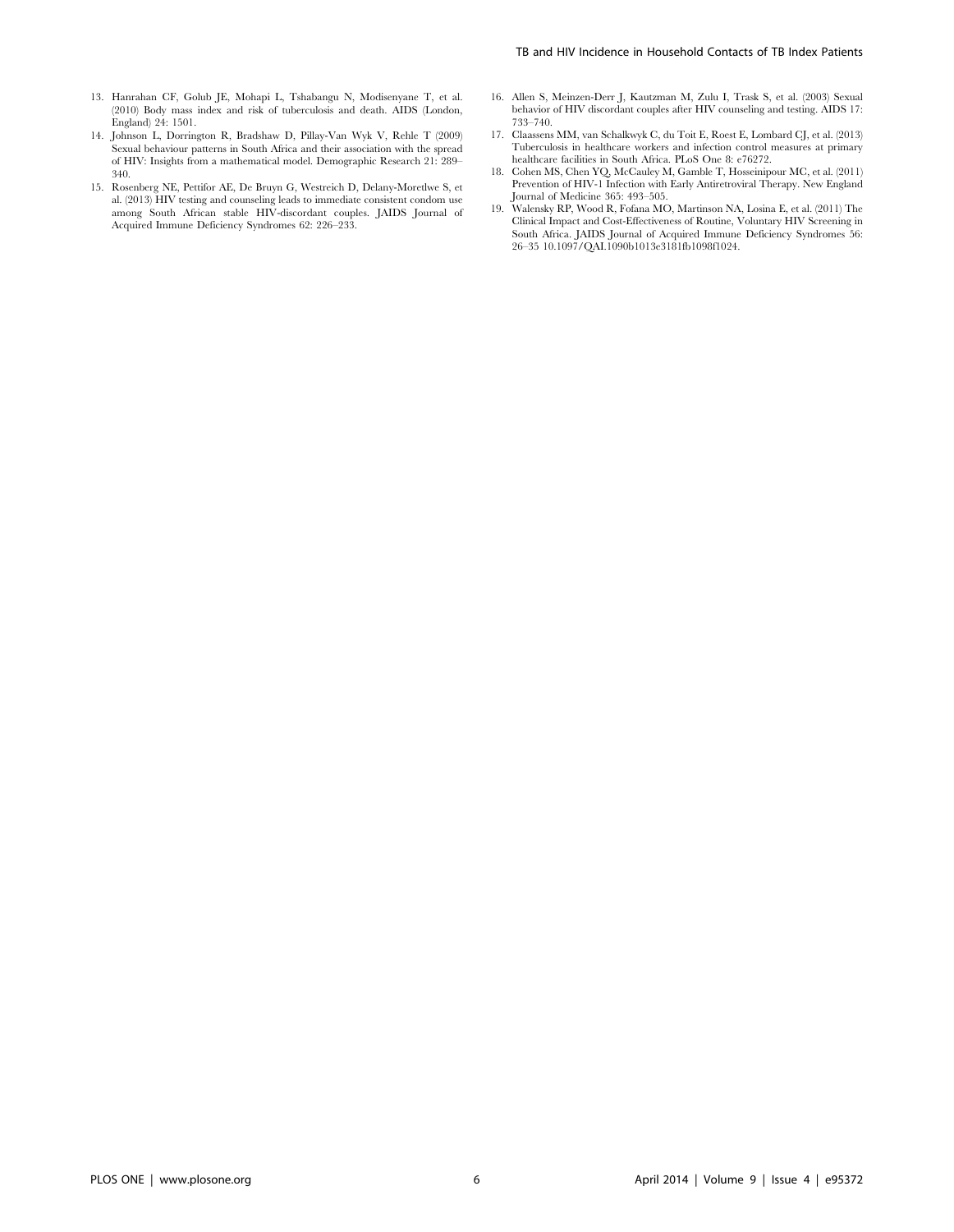13. Hanrahan CF, Golub JE, Mohapi L, Tshabangu N, Modisenyane T, et al. (2010) Body mass index and risk of tuberculosis and death. AIDS (London, England) 24: 1501.
14. Johnson L, Dorrington R, Bradshaw D, Pillay-Van Wyk V, Rehle T (2009) Sexual behaviour patterns in South Africa and their association with the spread of HIV: Insights from a mathematical model. Demographic Research 21: 289–340.
15. Rosenberg NE, Pettifor AE, De Bruyn G, Westreich D, Delany-Moretlwe S, et al. (2013) HIV testing and counseling leads to immediate consistent condom use among South African stable HIV-discordant couples. JAIDS Journal of Acquired Immune Deficiency Syndromes 62: 226–233.
16. Allen S, Meinzen-Derr J, Kautzman M, Zulu I, Trask S, et al. (2003) Sexual behavior of HIV discordant couples after HIV counseling and testing. AIDS 17: 733–740.
17. Claassens MM, van Schalkwyk C, du Toit E, Roest E, Lombard CJ, et al. (2013) Tuberculosis in healthcare workers and infection control measures at primary healthcare facilities in South Africa. PLoS One 8: e76272.
18. Cohen MS, Chen YQ, McCauley M, Gamble T, Hosseinipour MC, et al. (2011) Prevention of HIV-1 Infection with Early Antiretroviral Therapy. New England Journal of Medicine 365: 493–505.
19. Walensky RP, Wood R, Fofana MO, Martinson NA, Losina E, et al. (2011) The Clinical Impact and Cost-Effectiveness of Routine, Voluntary HIV Screening in South Africa. JAIDS Journal of Acquired Immune Deficiency Syndromes 56: 26–35 10.1097/QAI.1090b1013e3181fb1098f1024.